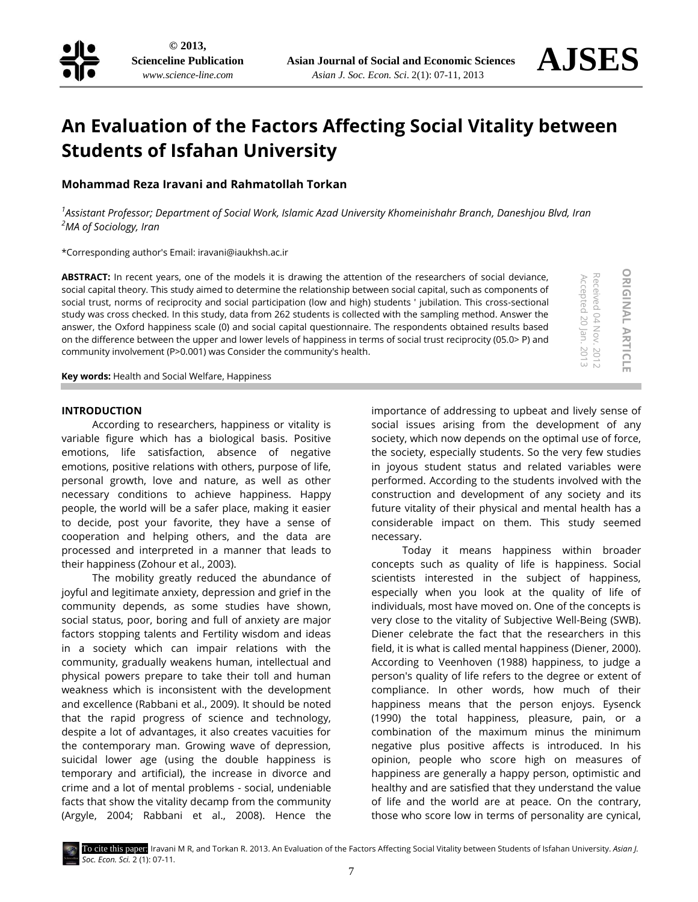# An Evaluation of the Factors Affecting Social Vitality between Students of Isfahan University

**Mohammad Reza Iravani and Rahmatollah Torkan**

[1]*Assistant Professor; Department of Social Work, Islamic Azad University Khomeinishahr Branch, Daneshjou Blvd, Iran*
[2]*MA of Sociology, Iran*

\*Corresponding author's Email: iravani@iaukhsh.ac.ir

ORIGINAL ARTICLE
Received 04 Nov. 2012
Accepted 20 Jan. 2013

**ABSTRACT:** In recent years, one of the models it is drawing the attention of the researchers of social deviance, social capital theory. This study aimed to determine the relationship between social capital, such as components of social trust, norms of reciprocity and social participation (low and high) students ' jubilation. This cross-sectional study was cross checked. In this study, data from 262 students is collected with the sampling method. Answer the answer, the Oxford happiness scale (0) and social capital questionnaire. The respondents obtained results based on the difference between the upper and lower levels of happiness in terms of social trust reciprocity (05.0> P) and community involvement (P>0.001) was Consider the community's health.

**Key words:** Health and Social Welfare, Happiness

## INTRODUCTION

According to researchers, happiness or vitality is variable figure which has a biological basis. Positive emotions, life satisfaction, absence of negative emotions, positive relations with others, purpose of life, personal growth, love and nature, as well as other necessary conditions to achieve happiness. Happy people, the world will be a safer place, making it easier to decide, post your favorite, they have a sense of cooperation and helping others, and the data are processed and interpreted in a manner that leads to their happiness (Zohour et al., 2003).

The mobility greatly reduced the abundance of joyful and legitimate anxiety, depression and grief in the community depends, as some studies have shown, social status, poor, boring and full of anxiety are major factors stopping talents and Fertility wisdom and ideas in a society which can impair relations with the community, gradually weakens human, intellectual and physical powers prepare to take their toll and human weakness which is inconsistent with the development and excellence (Rabbani et al., 2009). It should be noted that the rapid progress of science and technology, despite a lot of advantages, it also creates vacuities for the contemporary man. Growing wave of depression, suicidal lower age (using the double happiness is temporary and artificial), the increase in divorce and crime and a lot of mental problems - social, undeniable facts that show the vitality decamp from the community (Argyle, 2004; Rabbani et al., 2008). Hence the importance of addressing to upbeat and lively sense of social issues arising from the development of any society, which now depends on the optimal use of force, the society, especially students. So the very few studies in joyous student status and related variables were performed. According to the students involved with the construction and development of any society and its future vitality of their physical and mental health has a considerable impact on them. This study seemed necessary.

Today it means happiness within broader concepts such as quality of life is happiness. Social scientists interested in the subject of happiness, especially when you look at the quality of life of individuals, most have moved on. One of the concepts is very close to the vitality of Subjective Well-Being (SWB). Diener celebrate the fact that the researchers in this field, it is what is called mental happiness (Diener, 2000). According to Veenhoven (1988) happiness, to judge a person's quality of life refers to the degree or extent of compliance. In other words, how much of their happiness means that the person enjoys. Eysenck (1990) the total happiness, pleasure, pain, or a combination of the maximum minus the minimum negative plus positive affects is introduced. In his opinion, people who score high on measures of happiness are generally a happy person, optimistic and healthy and are satisfied that they understand the value of life and the world are at peace. On the contrary, those who score low in terms of personality are cynical,

To cite this paper: Iravani M R, and Torkan R. 2013. An Evaluation of the Factors Affecting Social Vitality between Students of Isfahan University. *Asian J. Soc. Econ. Sci.* 2 (1): 07-11.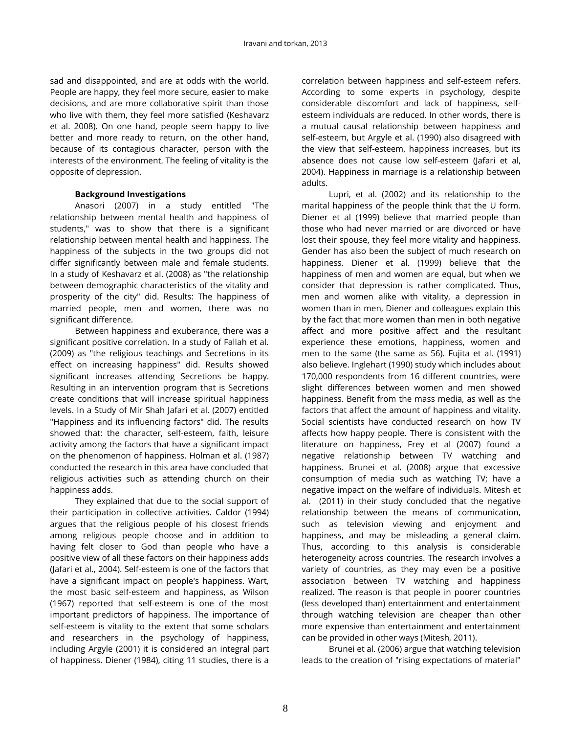sad and disappointed, and are at odds with the world. People are happy, they feel more secure, easier to make decisions, and are more collaborative spirit than those who live with them, they feel more satisfied (Keshavarz et al. 2008). On one hand, people seem happy to live better and more ready to return, on the other hand, because of its contagious character, person with the interests of the environment. The feeling of vitality is the opposite of depression.

**Background Investigations**

Anasori (2007) in a study entitled "The relationship between mental health and happiness of students," was to show that there is a significant relationship between mental health and happiness. The happiness of the subjects in the two groups did not differ significantly between male and female students. In a study of Keshavarz et al. (2008) as "the relationship between demographic characteristics of the vitality and prosperity of the city" did. Results: The happiness of married people, men and women, there was no significant difference.

Between happiness and exuberance, there was a significant positive correlation. In a study of Fallah et al. (2009) as "the religious teachings and Secretions in its effect on increasing happiness" did. Results showed significant increases attending Secretions be happy. Resulting in an intervention program that is Secretions create conditions that will increase spiritual happiness levels. In a Study of Mir Shah Jafari et al. (2007) entitled "Happiness and its influencing factors" did. The results showed that: the character, self-esteem, faith, leisure activity among the factors that have a significant impact on the phenomenon of happiness. Holman et al. (1987) conducted the research in this area have concluded that religious activities such as attending church on their happiness adds.

They explained that due to the social support of their participation in collective activities. Caldor (1994) argues that the religious people of his closest friends among religious people choose and in addition to having felt closer to God than people who have a positive view of all these factors on their happiness adds (Jafari et al., 2004). Self-esteem is one of the factors that have a significant impact on people's happiness. Wart, the most basic self-esteem and happiness, as Wilson (1967) reported that self-esteem is one of the most important predictors of happiness. The importance of self-esteem is vitality to the extent that some scholars and researchers in the psychology of happiness, including Argyle (2001) it is considered an integral part of happiness. Diener (1984), citing 11 studies, there is a correlation between happiness and self-esteem refers. According to some experts in psychology, despite considerable discomfort and lack of happiness, self-esteem individuals are reduced. In other words, there is a mutual causal relationship between happiness and self-esteem, but Argyle et al. (1990) also disagreed with the view that self-esteem, happiness increases, but its absence does not cause low self-esteem (Jafari et al, 2004). Happiness in marriage is a relationship between adults.

Lupri, et al. (2002) and its relationship to the marital happiness of the people think that the U form. Diener et al (1999) believe that married people than those who had never married or are divorced or have lost their spouse, they feel more vitality and happiness. Gender has also been the subject of much research on happiness. Diener et al. (1999) believe that the happiness of men and women are equal, but when we consider that depression is rather complicated. Thus, men and women alike with vitality, a depression in women than in men, Diener and colleagues explain this by the fact that more women than men in both negative affect and more positive affect and the resultant experience these emotions, happiness, women and men to the same (the same as 56). Fujita et al. (1991) also believe. Inglehart (1990) study which includes about 170,000 respondents from 16 different countries, were slight differences between women and men showed happiness. Benefit from the mass media, as well as the factors that affect the amount of happiness and vitality. Social scientists have conducted research on how TV affects how happy people. There is consistent with the literature on happiness, Frey et al (2007) found a negative relationship between TV watching and happiness. Brunei et al. (2008) argue that excessive consumption of media such as watching TV; have a negative impact on the welfare of individuals. Mitesh et al. (2011) in their study concluded that the negative relationship between the means of communication, such as television viewing and enjoyment and happiness, and may be misleading a general claim. Thus, according to this analysis is considerable heterogeneity across countries. The research involves a variety of countries, as they may even be a positive association between TV watching and happiness realized. The reason is that people in poorer countries (less developed than) entertainment and entertainment through watching television are cheaper than other more expensive than entertainment and entertainment can be provided in other ways (Mitesh, 2011).

Brunei et al. (2006) argue that watching television leads to the creation of "rising expectations of material"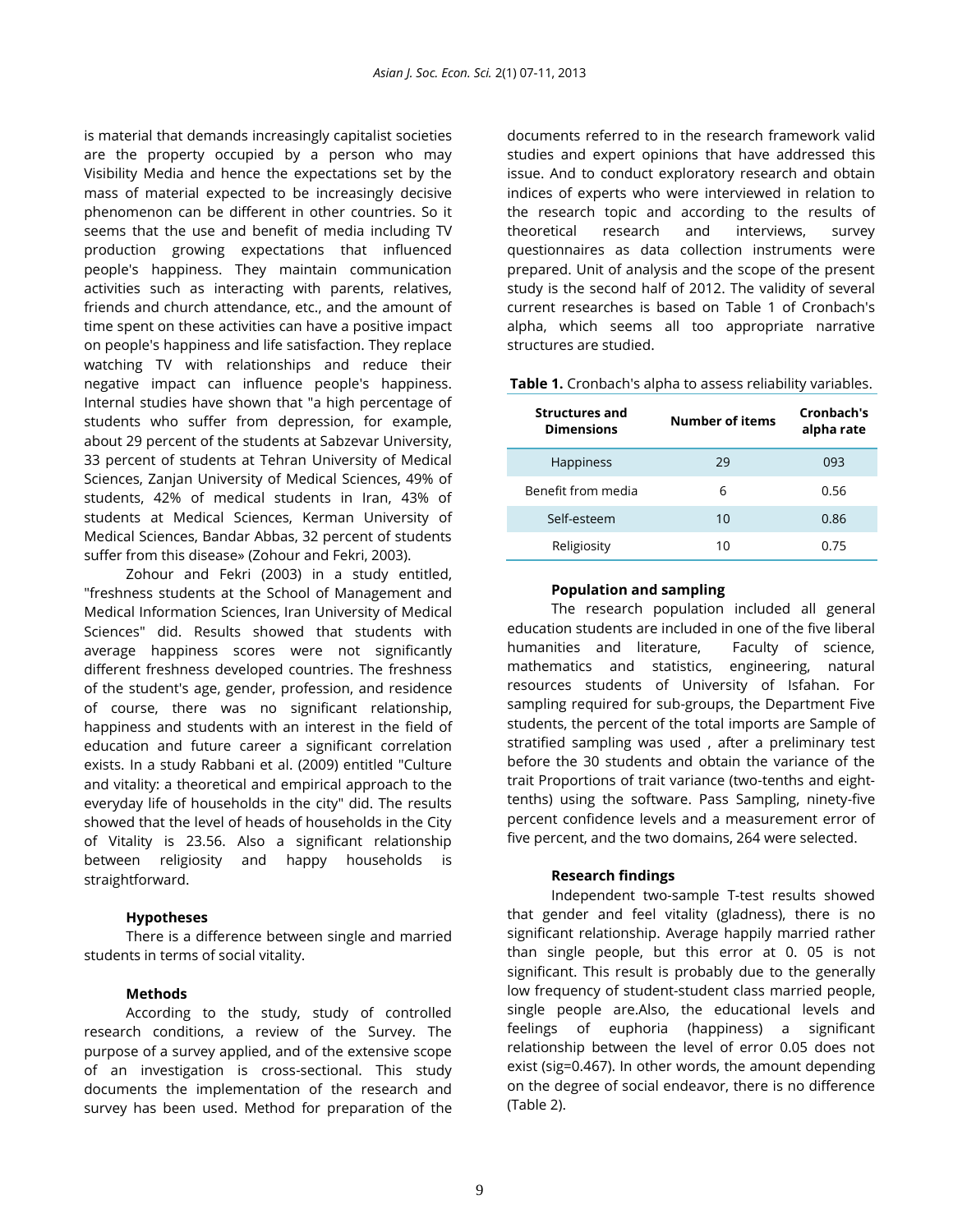is material that demands increasingly capitalist societies are the property occupied by a person who may Visibility Media and hence the expectations set by the mass of material expected to be increasingly decisive phenomenon can be different in other countries. So it seems that the use and benefit of media including TV production growing expectations that influenced people's happiness. They maintain communication activities such as interacting with parents, relatives, friends and church attendance, etc., and the amount of time spent on these activities can have a positive impact on people's happiness and life satisfaction. They replace watching TV with relationships and reduce their negative impact can influence people's happiness. Internal studies have shown that "a high percentage of students who suffer from depression, for example, about 29 percent of the students at Sabzevar University, 33 percent of students at Tehran University of Medical Sciences, Zanjan University of Medical Sciences, 49% of students, 42% of medical students in Iran, 43% of students at Medical Sciences, Kerman University of Medical Sciences, Bandar Abbas, 32 percent of students suffer from this disease» (Zohour and Fekri, 2003).

Zohour and Fekri (2003) in a study entitled, "freshness students at the School of Management and Medical Information Sciences, Iran University of Medical Sciences" did. Results showed that students with average happiness scores were not significantly different freshness developed countries. The freshness of the student's age, gender, profession, and residence of course, there was no significant relationship, happiness and students with an interest in the field of education and future career a significant correlation exists. In a study Rabbani et al. (2009) entitled "Culture and vitality: a theoretical and empirical approach to the everyday life of households in the city" did. The results showed that the level of heads of households in the City of Vitality is 23.56. Also a significant relationship between religiosity and happy households is straightforward.

### Hypotheses

There is a difference between single and married students in terms of social vitality.

### Methods

According to the study, study of controlled research conditions, a review of the Survey. The purpose of a survey applied, and of the extensive scope of an investigation is cross-sectional. This study documents the implementation of the research and survey has been used. Method for preparation of the documents referred to in the research framework valid studies and expert opinions that have addressed this issue. And to conduct exploratory research and obtain indices of experts who were interviewed in relation to the research topic and according to the results of theoretical research and interviews, survey questionnaires as data collection instruments were prepared. Unit of analysis and the scope of the present study is the second half of 2012. The validity of several current researches is based on Table 1 of Cronbach's alpha, which seems all too appropriate narrative structures are studied.

**Table 1.** Cronbach's alpha to assess reliability variables.

| Structures and Dimensions | Number of items | Cronbach's alpha rate |
|---|---|---|
| Happiness | 29 | 093 |
| Benefit from media | 6 | 0.56 |
| Self-esteem | 10 | 0.86 |
| Religiosity | 10 | 0.75 |

### Population and sampling

The research population included all general education students are included in one of the five liberal humanities and literature, Faculty of science, mathematics and statistics, engineering, natural resources students of University of Isfahan. For sampling required for sub-groups, the Department Five students, the percent of the total imports are Sample of stratified sampling was used , after a preliminary test before the 30 students and obtain the variance of the trait Proportions of trait variance (two-tenths and eight-tenths) using the software. Pass Sampling, ninety-five percent confidence levels and a measurement error of five percent, and the two domains, 264 were selected.

### Research findings

Independent two-sample T-test results showed that gender and feel vitality (gladness), there is no significant relationship. Average happily married rather than single people, but this error at 0. 05 is not significant. This result is probably due to the generally low frequency of student-student class married people, single people are.Also, the educational levels and feelings of euphoria (happiness) a significant relationship between the level of error 0.05 does not exist (sig=0.467). In other words, the amount depending on the degree of social endeavor, there is no difference (Table 2).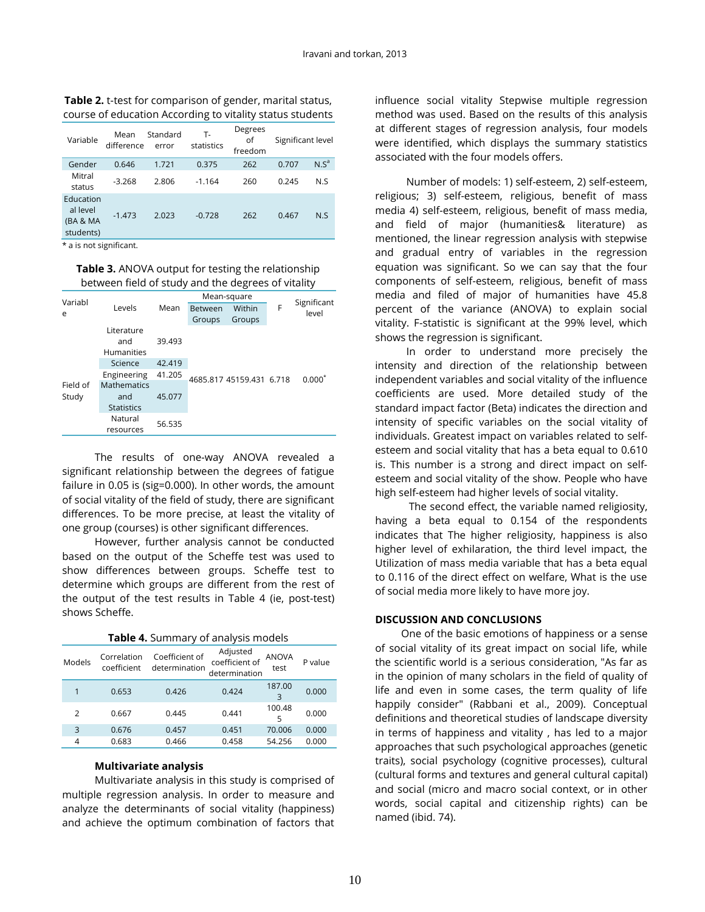**Table 2.** t-test for comparison of gender, marital status, course of education According to vitality status students

| Variable | Mean difference | Standard error | T-statistics | Degrees of freedom | Significant level | |
|---|---|---|---|---|---|---|
| Gender | 0.646 | 1.721 | 0.375 | 262 | 0.707 | N.S[a] |
| Mitral status | -3.268 | 2.806 | -1.164 | 260 | 0.245 | N.S |
| Educational level (BA & MA students) | -1.473 | 2.023 | -0.728 | 262 | 0.467 | N.S |

* a is not significant.

**Table 3.** ANOVA output for testing the relationship between field of study and the degrees of vitality

| Variable | Levels | Mean | Mean-square | | F | Significant level |
|---|---|---|---|---|---|---|
| | | | Between Groups | Within Groups | | |
| Field of Study | Literature and Humanities | 39.493 | 4685.817 | 45159.431 | 6.718 | 0.000* |
| | Science | 42.419 | | | | |
| | Engineering | 41.205 | | | | |
| | Mathematics and Statistics | 45.077 | | | | |
| | Natural resources | 56.535 | | | | |

The results of one-way ANOVA revealed a significant relationship between the degrees of fatigue failure in 0.05 is (sig=0.000). In other words, the amount of social vitality of the field of study, there are significant differences. To be more precise, at least the vitality of one group (courses) is other significant differences.

However, further analysis cannot be conducted based on the output of the Scheffe test was used to show differences between groups. Scheffe test to determine which groups are different from the rest of the output of the test results in Table 4 (ie, post-test) shows Scheffe.

**Table 4.** Summary of analysis models

| Models | Correlation coefficient | Coefficient of determination | Adjusted coefficient of determination | ANOVA test | P value |
|---|---|---|---|---|---|
| 1 | 0.653 | 0.426 | 0.424 | 187.003 | 0.000 |
| 2 | 0.667 | 0.445 | 0.441 | 100.485 | 0.000 |
| 3 | 0.676 | 0.457 | 0.451 | 70.006 | 0.000 |
| 4 | 0.683 | 0.466 | 0.458 | 54.256 | 0.000 |

**Multivariate analysis**

Multivariate analysis in this study is comprised of multiple regression analysis. In order to measure and analyze the determinants of social vitality (happiness) and achieve the optimum combination of factors that influence social vitality Stepwise multiple regression method was used. Based on the results of this analysis at different stages of regression analysis, four models were identified, which displays the summary statistics associated with the four models offers.

Number of models: 1) self-esteem, 2) self-esteem, religious; 3) self-esteem, religious, benefit of mass media 4) self-esteem, religious, benefit of mass media, and field of major (humanities& literature) as mentioned, the linear regression analysis with stepwise and gradual entry of variables in the regression equation was significant. So we can say that the four components of self-esteem, religious, benefit of mass media and filed of major of humanities have 45.8 percent of the variance (ANOVA) to explain social vitality. F-statistic is significant at the 99% level, which shows the regression is significant.

In order to understand more precisely the intensity and direction of the relationship between independent variables and social vitality of the influence coefficients are used. More detailed study of the standard impact factor (Beta) indicates the direction and intensity of specific variables on the social vitality of individuals. Greatest impact on variables related to self-esteem and social vitality that has a beta equal to 0.610 is. This number is a strong and direct impact on self-esteem and social vitality of the show. People who have high self-esteem had higher levels of social vitality.

The second effect, the variable named religiosity, having a beta equal to 0.154 of the respondents indicates that The higher religiosity, happiness is also higher level of exhilaration, the third level impact, the Utilization of mass media variable that has a beta equal to 0.116 of the direct effect on welfare, What is the use of social media more likely to have more joy.

## DISCUSSION AND CONCLUSIONS

One of the basic emotions of happiness or a sense of social vitality of its great impact on social life, while the scientific world is a serious consideration, "As far as in the opinion of many scholars in the field of quality of life and even in some cases, the term quality of life happily consider" (Rabbani et al., 2009). Conceptual definitions and theoretical studies of landscape diversity in terms of happiness and vitality , has led to a major approaches that such psychological approaches (genetic traits), social psychology (cognitive processes), cultural (cultural forms and textures and general cultural capital) and social (micro and macro social context, or in other words, social capital and citizenship rights) can be named (ibid. 74).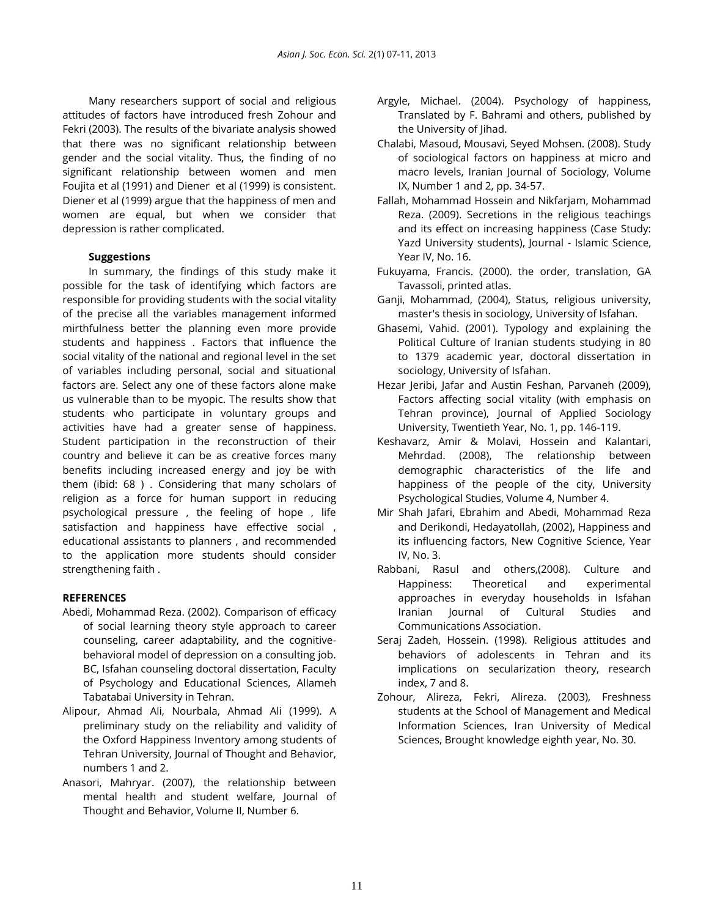Many researchers support of social and religious attitudes of factors have introduced fresh Zohour and Fekri (2003). The results of the bivariate analysis showed that there was no significant relationship between gender and the social vitality. Thus, the finding of no significant relationship between women and men Foujita et al (1991) and Diener et al (1999) is consistent. Diener et al (1999) argue that the happiness of men and women are equal, but when we consider that depression is rather complicated.

**Suggestions**

In summary, the findings of this study make it possible for the task of identifying which factors are responsible for providing students with the social vitality of the precise all the variables management informed mirthfulness better the planning even more provide students and happiness . Factors that influence the social vitality of the national and regional level in the set of variables including personal, social and situational factors are. Select any one of these factors alone make us vulnerable than to be myopic. The results show that students who participate in voluntary groups and activities have had a greater sense of happiness. Student participation in the reconstruction of their country and believe it can be as creative forces many benefits including increased energy and joy be with them (ibid: 68 ) . Considering that many scholars of religion as a force for human support in reducing psychological pressure , the feeling of hope , life satisfaction and happiness have effective social , educational assistants to planners , and recommended to the application more students should consider strengthening faith .

**REFERENCES**

Abedi, Mohammad Reza. (2002). Comparison of efficacy of social learning theory style approach to career counseling, career adaptability, and the cognitive-behavioral model of depression on a consulting job. BC, Isfahan counseling doctoral dissertation, Faculty of Psychology and Educational Sciences, Allameh Tabatabai University in Tehran.

Alipour, Ahmad Ali, Nourbala, Ahmad Ali (1999). A preliminary study on the reliability and validity of the Oxford Happiness Inventory among students of Tehran University, Journal of Thought and Behavior, numbers 1 and 2.

Anasori, Mahryar. (2007), the relationship between mental health and student welfare, Journal of Thought and Behavior, Volume II, Number 6.

Argyle, Michael. (2004). Psychology of happiness, Translated by F. Bahrami and others, published by the University of Jihad.

Chalabi, Masoud, Mousavi, Seyed Mohsen. (2008). Study of sociological factors on happiness at micro and macro levels, Iranian Journal of Sociology, Volume IX, Number 1 and 2, pp. 34-57.

Fallah, Mohammad Hossein and Nikfarjam, Mohammad Reza. (2009). Secretions in the religious teachings and its effect on increasing happiness (Case Study: Yazd University students), Journal - Islamic Science, Year IV, No. 16.

Fukuyama, Francis. (2000). the order, translation, GA Tavassoli, printed atlas.

Ganji, Mohammad, (2004), Status, religious university, master's thesis in sociology, University of Isfahan.

Ghasemi, Vahid. (2001). Typology and explaining the Political Culture of Iranian students studying in 80 to 1379 academic year, doctoral dissertation in sociology, University of Isfahan.

Hezar Jeribi, Jafar and Austin Feshan, Parvaneh (2009), Factors affecting social vitality (with emphasis on Tehran province), Journal of Applied Sociology University, Twentieth Year, No. 1, pp. 146-119.

Keshavarz, Amir & Molavi, Hossein and Kalantari, Mehrdad. (2008), The relationship between demographic characteristics of the life and happiness of the people of the city, University Psychological Studies, Volume 4, Number 4.

Mir Shah Jafari, Ebrahim and Abedi, Mohammad Reza and Derikondi, Hedayatollah, (2002), Happiness and its influencing factors, New Cognitive Science, Year IV, No. 3.

Rabbani, Rasul and others,(2008). Culture and Happiness: Theoretical and experimental approaches in everyday households in Isfahan Iranian Journal of Cultural Studies and Communications Association.

Seraj Zadeh, Hossein. (1998). Religious attitudes and behaviors of adolescents in Tehran and its implications on secularization theory, research index, 7 and 8.

Zohour, Alireza, Fekri, Alireza. (2003), Freshness students at the School of Management and Medical Information Sciences, Iran University of Medical Sciences, Brought knowledge eighth year, No. 30.